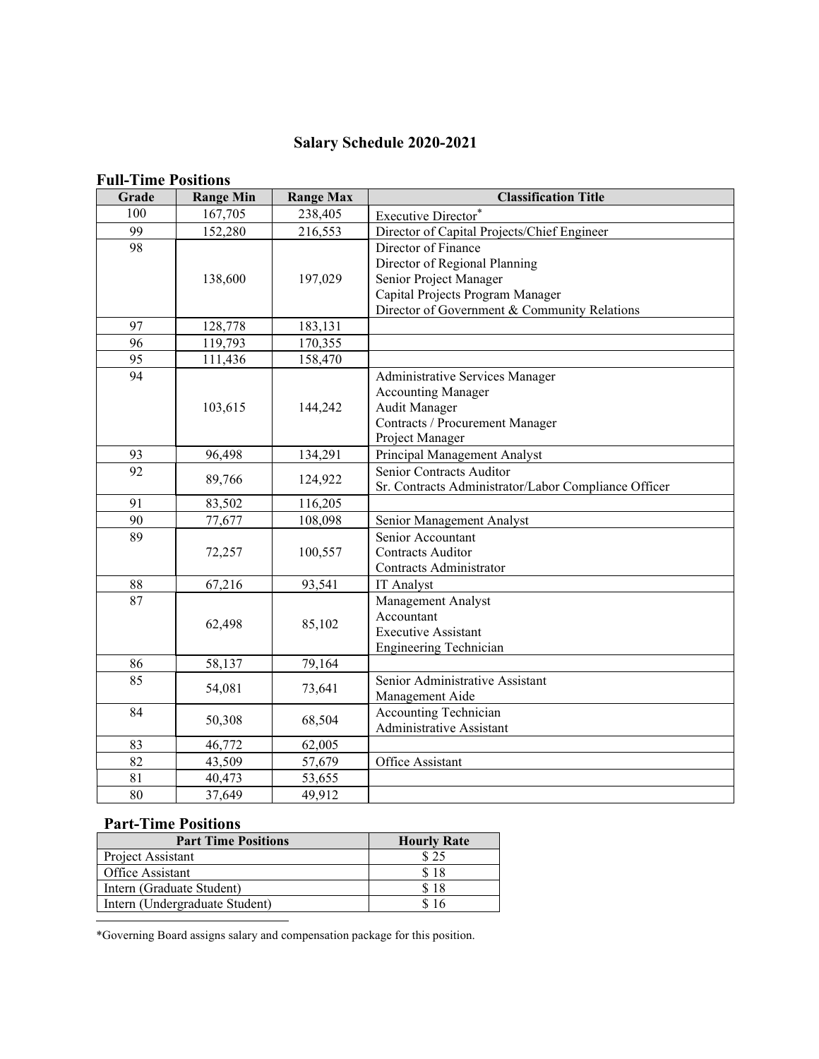# Salary Schedule 2020-2021

## Full-Time Positions

| Grade | Range Min | Range Max | Classification Title |
|---|---|---|---|
| 100 | 167,705 | 238,405 | Executive Director* |
| 99 | 152,280 | 216,553 | Director of Capital Projects/Chief Engineer |
| 98 | 138,600 | 197,029 | Director of Finance<br>Director of Regional Planning<br>Senior Project Manager<br>Capital Projects Program Manager<br>Director of Government & Community Relations |
| 97 | 128,778 | 183,131 | |
| 96 | 119,793 | 170,355 | |
| 95 | 111,436 | 158,470 | |
| 94 | 103,615 | 144,242 | Administrative Services Manager<br>Accounting Manager<br>Audit Manager<br>Contracts / Procurement Manager<br>Project Manager |
| 93 | 96,498 | 134,291 | Principal Management Analyst |
| 92 | 89,766 | 124,922 | Senior Contracts Auditor<br>Sr. Contracts Administrator/Labor Compliance Officer |
| 91 | 83,502 | 116,205 | |
| 90 | 77,677 | 108,098 | Senior Management Analyst |
| 89 | 72,257 | 100,557 | Senior Accountant<br>Contracts Auditor<br>Contracts Administrator |
| 88 | 67,216 | 93,541 | IT Analyst |
| 87 | 62,498 | 85,102 | Management Analyst<br>Accountant<br>Executive Assistant<br>Engineering Technician |
| 86 | 58,137 | 79,164 | |
| 85 | 54,081 | 73,641 | Senior Administrative Assistant<br>Management Aide |
| 84 | 50,308 | 68,504 | Accounting Technician<br>Administrative Assistant |
| 83 | 46,772 | 62,005 | |
| 82 | 43,509 | 57,679 | Office Assistant |
| 81 | 40,473 | 53,655 | |
| 80 | 37,649 | 49,912 | |

## Part-Time Positions

| Part Time Positions | Hourly Rate |
|---|---|
| Project Assistant | $ 25 |
| Office Assistant | $ 18 |
| Intern (Graduate Student) | $ 18 |
| Intern (Undergraduate Student) | $ 16 |

*Governing Board assigns salary and compensation package for this position.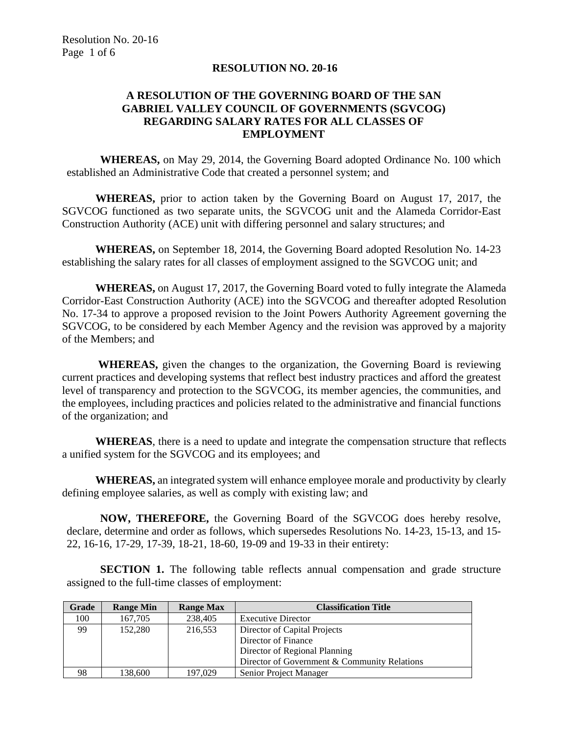**RESOLUTION NO. 20-16**

**A RESOLUTION OF THE GOVERNING BOARD OF THE SAN GABRIEL VALLEY COUNCIL OF GOVERNMENTS (SGVCOG) REGARDING SALARY RATES FOR ALL CLASSES OF EMPLOYMENT**

**WHEREAS,** on May 29, 2014, the Governing Board adopted Ordinance No. 100 which established an Administrative Code that created a personnel system; and

**WHEREAS,** prior to action taken by the Governing Board on August 17, 2017, the SGVCOG functioned as two separate units, the SGVCOG unit and the Alameda Corridor-East Construction Authority (ACE) unit with differing personnel and salary structures; and

**WHEREAS,** on September 18, 2014, the Governing Board adopted Resolution No. 14-23 establishing the salary rates for all classes of employment assigned to the SGVCOG unit; and

**WHEREAS,** on August 17, 2017, the Governing Board voted to fully integrate the Alameda Corridor-East Construction Authority (ACE) into the SGVCOG and thereafter adopted Resolution No. 17-34 to approve a proposed revision to the Joint Powers Authority Agreement governing the SGVCOG, to be considered by each Member Agency and the revision was approved by a majority of the Members; and

**WHEREAS,** given the changes to the organization, the Governing Board is reviewing current practices and developing systems that reflect best industry practices and afford the greatest level of transparency and protection to the SGVCOG, its member agencies, the communities, and the employees, including practices and policies related to the administrative and financial functions of the organization; and

**WHEREAS**, there is a need to update and integrate the compensation structure that reflects a unified system for the SGVCOG and its employees; and

**WHEREAS,** an integrated system will enhance employee morale and productivity by clearly defining employee salaries, as well as comply with existing law; and

**NOW, THEREFORE,** the Governing Board of the SGVCOG does hereby resolve, declare, determine and order as follows, which supersedes Resolutions No. 14-23, 15-13, and 15-22, 16-16, 17-29, 17-39, 18-21, 18-60, 19-09 and 19-33 in their entirety:

**SECTION 1.** The following table reflects annual compensation and grade structure assigned to the full-time classes of employment:

| Grade | Range Min | Range Max | Classification Title |
|---|---|---|---|
| 100 | 167,705 | 238,405 | Executive Director |
| 99 | 152,280 | 216,553 | Director of Capital Projects<br>Director of Finance<br>Director of Regional Planning<br>Director of Government & Community Relations |
| 98 | 138,600 | 197,029 | Senior Project Manager |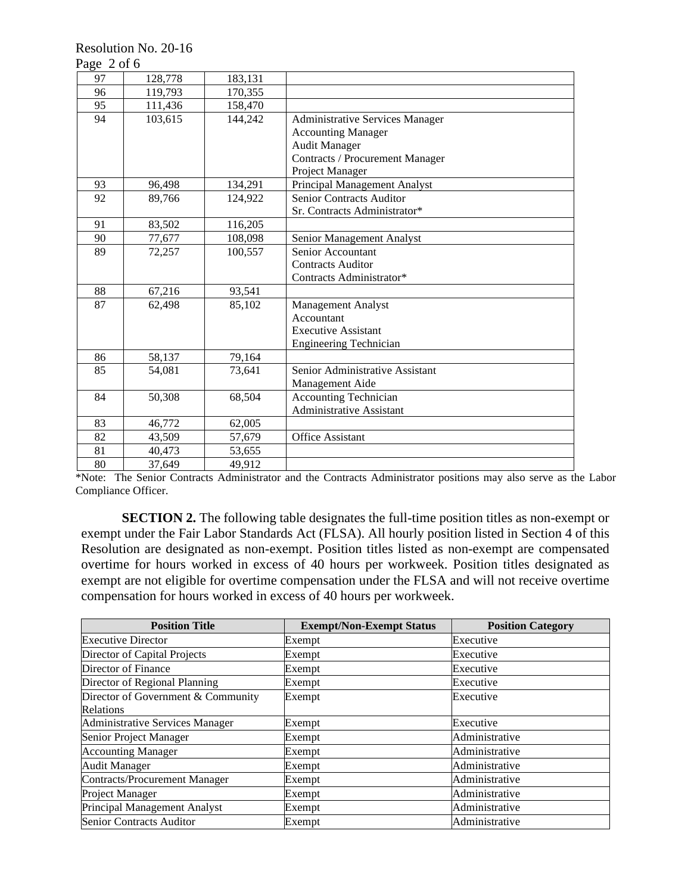| 97 | 128,778 | 183,131 | |
|---|---|---|---|
| 96 | 119,793 | 170,355 | |
| 95 | 111,436 | 158,470 | |
| 94 | 103,615 | 144,242 | Administrative Services Manager<br>Accounting Manager<br>Audit Manager<br>Contracts / Procurement Manager<br>Project Manager |
| 93 | 96,498 | 134,291 | Principal Management Analyst |
| 92 | 89,766 | 124,922 | Senior Contracts Auditor<br>Sr. Contracts Administrator* |
| 91 | 83,502 | 116,205 | |
| 90 | 77,677 | 108,098 | Senior Management Analyst |
| 89 | 72,257 | 100,557 | Senior Accountant<br>Contracts Auditor<br>Contracts Administrator* |
| 88 | 67,216 | 93,541 | |
| 87 | 62,498 | 85,102 | Management Analyst<br>Accountant<br>Executive Assistant<br>Engineering Technician |
| 86 | 58,137 | 79,164 | |
| 85 | 54,081 | 73,641 | Senior Administrative Assistant<br>Management Aide |
| 84 | 50,308 | 68,504 | Accounting Technician<br>Administrative Assistant |
| 83 | 46,772 | 62,005 | |
| 82 | 43,509 | 57,679 | Office Assistant |
| 81 | 40,473 | 53,655 | |
| 80 | 37,649 | 49,912 | |

*Note: The Senior Contracts Administrator and the Contracts Administrator positions may also serve as the Labor Compliance Officer.

**SECTION 2.** The following table designates the full-time position titles as non-exempt or exempt under the Fair Labor Standards Act (FLSA). All hourly position listed in Section 4 of this Resolution are designated as non-exempt. Position titles listed as non-exempt are compensated overtime for hours worked in excess of 40 hours per workweek. Position titles designated as exempt are not eligible for overtime compensation under the FLSA and will not receive overtime compensation for hours worked in excess of 40 hours per workweek.

| Position Title | Exempt/Non-Exempt Status | Position Category |
|---|---|---|
| Executive Director | Exempt | Executive |
| Director of Capital Projects | Exempt | Executive |
| Director of Finance | Exempt | Executive |
| Director of Regional Planning | Exempt | Executive |
| Director of Government & Community Relations | Exempt | Executive |
| Administrative Services Manager | Exempt | Executive |
| Senior Project Manager | Exempt | Administrative |
| Accounting Manager | Exempt | Administrative |
| Audit Manager | Exempt | Administrative |
| Contracts/Procurement Manager | Exempt | Administrative |
| Project Manager | Exempt | Administrative |
| Principal Management Analyst | Exempt | Administrative |
| Senior Contracts Auditor | Exempt | Administrative |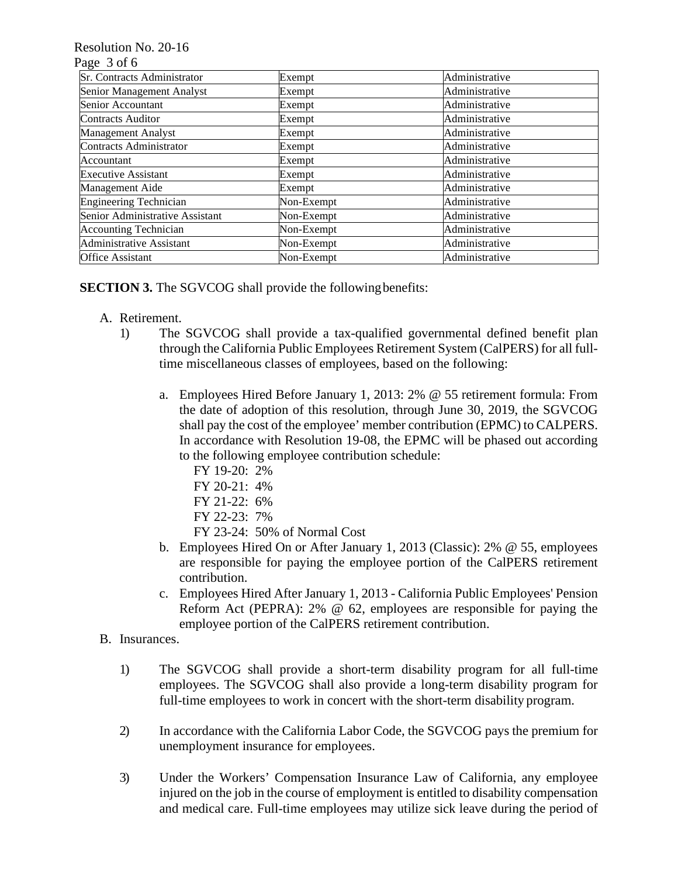| Sr. Contracts Administrator | Exempt | Administrative |
|---|---|---|
| Senior Management Analyst | Exempt | Administrative |
| Senior Accountant | Exempt | Administrative |
| Contracts Auditor | Exempt | Administrative |
| Management Analyst | Exempt | Administrative |
| Contracts Administrator | Exempt | Administrative |
| Accountant | Exempt | Administrative |
| Executive Assistant | Exempt | Administrative |
| Management Aide | Exempt | Administrative |
| Engineering Technician | Non-Exempt | Administrative |
| Senior Administrative Assistant | Non-Exempt | Administrative |
| Accounting Technician | Non-Exempt | Administrative |
| Administrative Assistant | Non-Exempt | Administrative |
| Office Assistant | Non-Exempt | Administrative |

**SECTION 3.** The SGVCOG shall provide the following benefits:

A. Retirement.

1) The SGVCOG shall provide a tax-qualified governmental defined benefit plan through the California Public Employees Retirement System (CalPERS) for all full-time miscellaneous classes of employees, based on the following:

   a. Employees Hired Before January 1, 2013: 2% @ 55 retirement formula: From the date of adoption of this resolution, through June 30, 2019, the SGVCOG shall pay the cost of the employee' member contribution (EPMC) to CALPERS. In accordance with Resolution 19-08, the EPMC will be phased out according to the following employee contribution schedule:
      FY 19-20: 2%
      FY 20-21: 4%
      FY 21-22: 6%
      FY 22-23: 7%
      FY 23-24: 50% of Normal Cost

   b. Employees Hired On or After January 1, 2013 (Classic): 2% @ 55, employees are responsible for paying the employee portion of the CalPERS retirement contribution.

   c. Employees Hired After January 1, 2013 - California Public Employees' Pension Reform Act (PEPRA): 2% @ 62, employees are responsible for paying the employee portion of the CalPERS retirement contribution.

B. Insurances.

1) The SGVCOG shall provide a short-term disability program for all full-time employees. The SGVCOG shall also provide a long-term disability program for full-time employees to work in concert with the short-term disability program.

2) In accordance with the California Labor Code, the SGVCOG pays the premium for unemployment insurance for employees.

3) Under the Workers' Compensation Insurance Law of California, any employee injured on the job in the course of employment is entitled to disability compensation and medical care. Full-time employees may utilize sick leave during the period of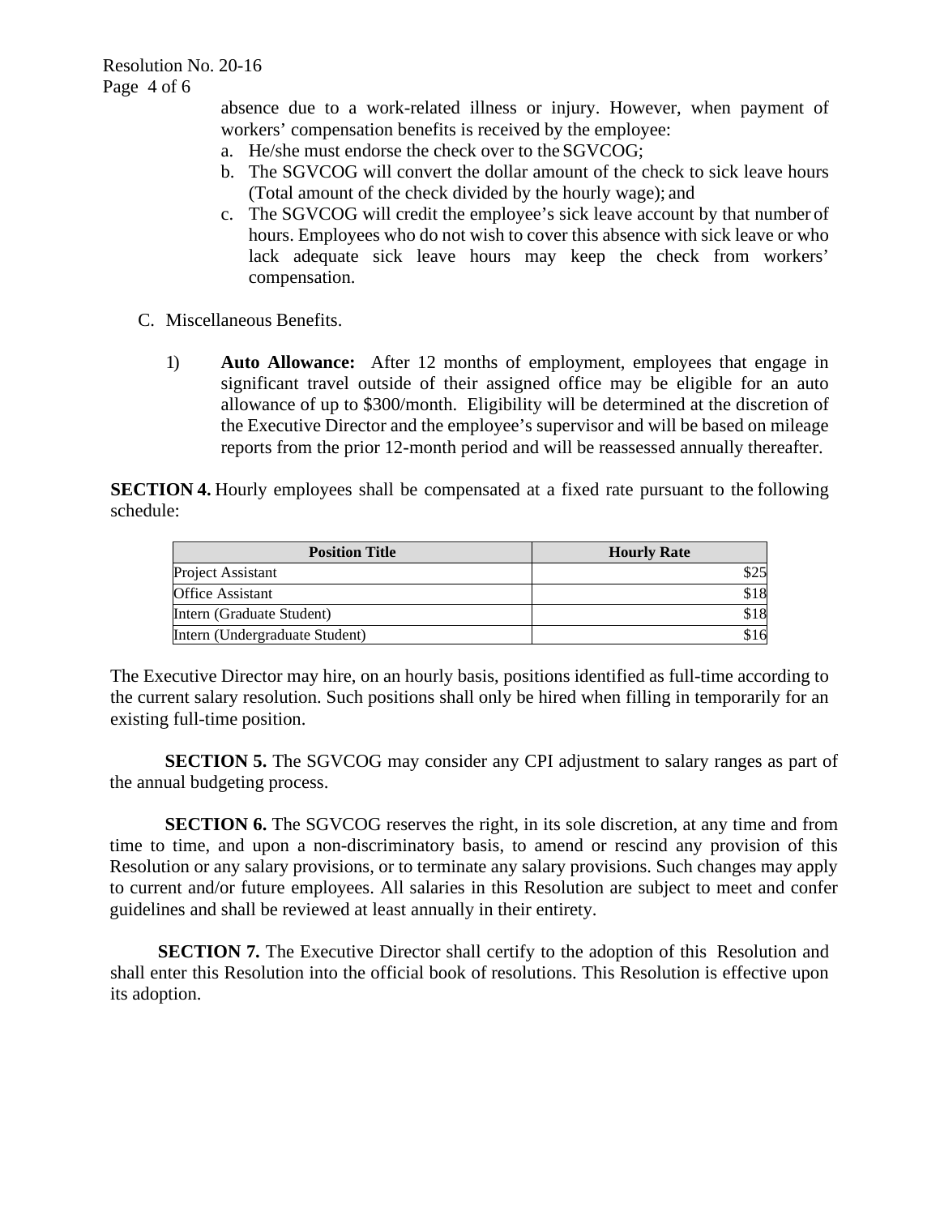absence due to a work-related illness or injury. However, when payment of workers' compensation benefits is received by the employee:

a. He/she must endorse the check over to the SGVCOG;
b. The SGVCOG will convert the dollar amount of the check to sick leave hours (Total amount of the check divided by the hourly wage); and
c. The SGVCOG will credit the employee's sick leave account by that number of hours. Employees who do not wish to cover this absence with sick leave or who lack adequate sick leave hours may keep the check from workers' compensation.

C. Miscellaneous Benefits.

1) **Auto Allowance:** After 12 months of employment, employees that engage in significant travel outside of their assigned office may be eligible for an auto allowance of up to $300/month. Eligibility will be determined at the discretion of the Executive Director and the employee's supervisor and will be based on mileage reports from the prior 12-month period and will be reassessed annually thereafter.

**SECTION 4.** Hourly employees shall be compensated at a fixed rate pursuant to the following schedule:

| Position Title | Hourly Rate |
|---|---:|
| Project Assistant | $25 |
| Office Assistant | $18 |
| Intern (Graduate Student) | $18 |
| Intern (Undergraduate Student) | $16 |

The Executive Director may hire, on an hourly basis, positions identified as full-time according to the current salary resolution. Such positions shall only be hired when filling in temporarily for an existing full-time position.

**SECTION 5.** The SGVCOG may consider any CPI adjustment to salary ranges as part of the annual budgeting process.

**SECTION 6.** The SGVCOG reserves the right, in its sole discretion, at any time and from time to time, and upon a non-discriminatory basis, to amend or rescind any provision of this Resolution or any salary provisions, or to terminate any salary provisions. Such changes may apply to current and/or future employees. All salaries in this Resolution are subject to meet and confer guidelines and shall be reviewed at least annually in their entirety.

**SECTION 7.** The Executive Director shall certify to the adoption of this Resolution and shall enter this Resolution into the official book of resolutions. This Resolution is effective upon its adoption.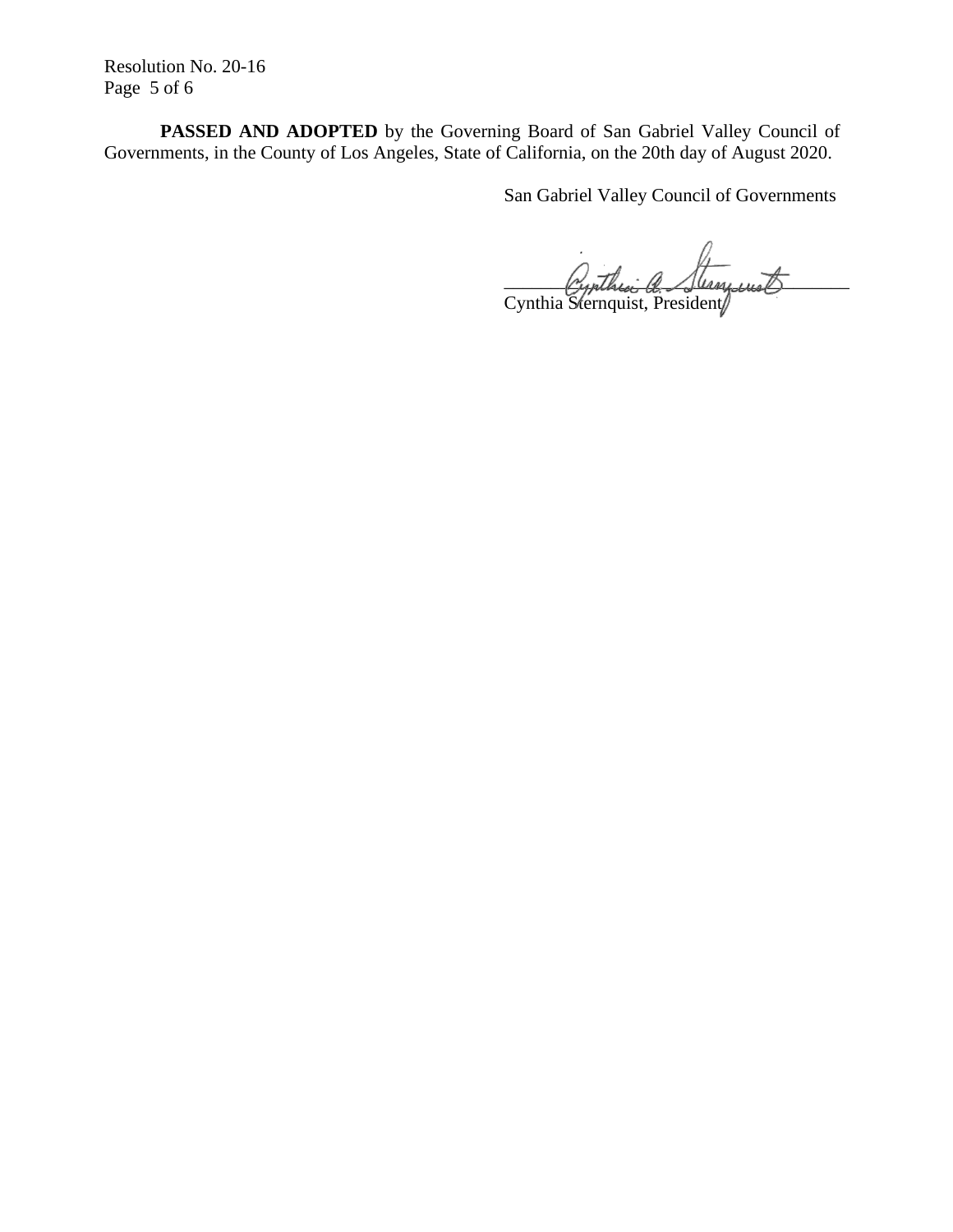**PASSED AND ADOPTED** by the Governing Board of San Gabriel Valley Council of Governments, in the County of Los Angeles, State of California, on the 20th day of August 2020.

San Gabriel Valley Council of Governments

Cynthia Sternquist, President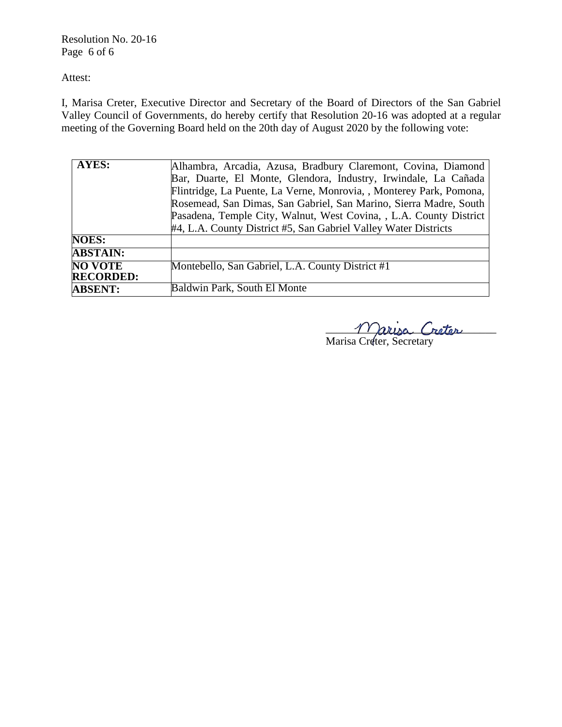Attest:

I, Marisa Creter, Executive Director and Secretary of the Board of Directors of the San Gabriel Valley Council of Governments, do hereby certify that Resolution 20-16 was adopted at a regular meeting of the Governing Board held on the 20th day of August 2020 by the following vote:

| | |
|---|---|
| **AYES:** | Alhambra, Arcadia, Azusa, Bradbury Claremont, Covina, Diamond Bar, Duarte, El Monte, Glendora, Industry, Irwindale, La Cañada Flintridge, La Puente, La Verne, Monrovia, , Monterey Park, Pomona, Rosemead, San Dimas, San Gabriel, San Marino, Sierra Madre, South Pasadena, Temple City, Walnut, West Covina, , L.A. County District #4, L.A. County District #5, San Gabriel Valley Water Districts |
| **NOES:** | |
| **ABSTAIN:** | |
| **NO VOTE RECORDED:** | Montebello, San Gabriel, L.A. County District #1 |
| **ABSENT:** | Baldwin Park, South El Monte |

Marisa Creter

Marisa Creter, Secretary